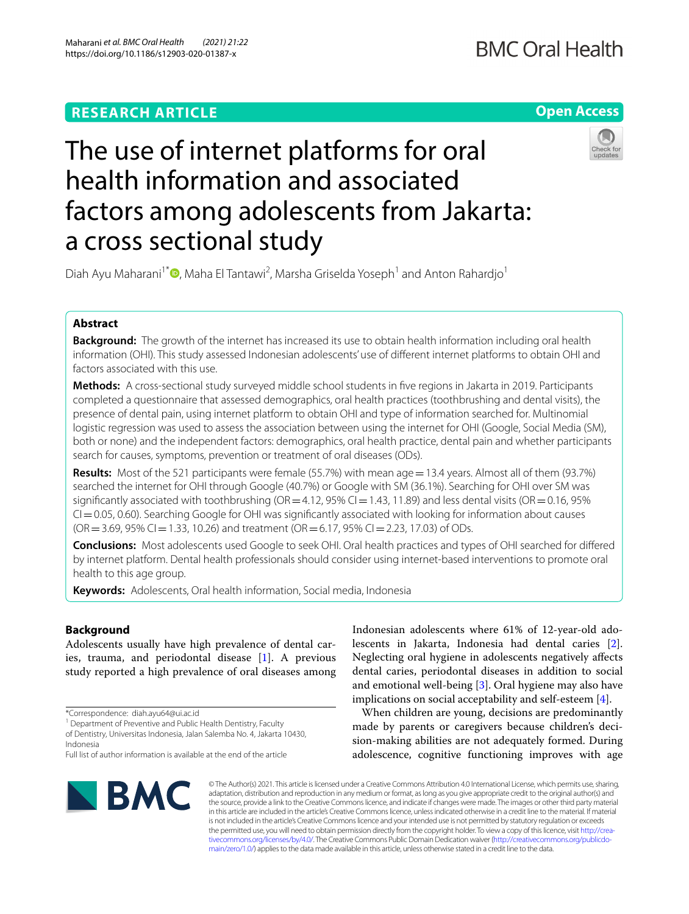RESEARCH ARTICLE

Open Access

# The use of internet platforms for oral health information and associated factors among adolescents from Jakarta: a cross sectional study

Diah Ayu Maharani[1*], Maha El Tantawi[2], Marsha Griselda Yoseph[1] and Anton Rahardjo[1]

## Abstract

**Background:** The growth of the internet has increased its use to obtain health information including oral health information (OHI). This study assessed Indonesian adolescents' use of different internet platforms to obtain OHI and factors associated with this use.

**Methods:** A cross-sectional study surveyed middle school students in five regions in Jakarta in 2019. Participants completed a questionnaire that assessed demographics, oral health practices (toothbrushing and dental visits), the presence of dental pain, using internet platform to obtain OHI and type of information searched for. Multinomial logistic regression was used to assess the association between using the internet for OHI (Google, Social Media (SM), both or none) and the independent factors: demographics, oral health practice, dental pain and whether participants search for causes, symptoms, prevention or treatment of oral diseases (ODs).

**Results:** Most of the 521 participants were female (55.7%) with mean age = 13.4 years. Almost all of them (93.7%) searched the internet for OHI through Google (40.7%) or Google with SM (36.1%). Searching for OHI over SM was significantly associated with toothbrushing (OR = 4.12, 95% CI = 1.43, 11.89) and less dental visits (OR = 0.16, 95% CI = 0.05, 0.60). Searching Google for OHI was significantly associated with looking for information about causes (OR = 3.69, 95% CI = 1.33, 10.26) and treatment (OR = 6.17, 95% CI = 2.23, 17.03) of ODs.

**Conclusions:** Most adolescents used Google to seek OHI. Oral health practices and types of OHI searched for differed by internet platform. Dental health professionals should consider using internet-based interventions to promote oral health to this age group.

**Keywords:** Adolescents, Oral health information, Social media, Indonesia

## Background

Adolescents usually have high prevalence of dental caries, trauma, and periodontal disease [1]. A previous study reported a high prevalence of oral diseases among Indonesian adolescents where 61% of 12-year-old adolescents in Jakarta, Indonesia had dental caries [2]. Neglecting oral hygiene in adolescents negatively affects dental caries, periodontal diseases in addition to social and emotional well-being [3]. Oral hygiene may also have implications on social acceptability and self-esteem [4].

When children are young, decisions are predominantly made by parents or caregivers because children's decision-making abilities are not adequately formed. During adolescence, cognitive functioning improves with age

*Correspondence: diah.ayu64@ui.ac.id
[1] Department of Preventive and Public Health Dentistry, Faculty of Dentistry, Universitas Indonesia, Jalan Salemba No. 4, Jakarta 10430, Indonesia
Full list of author information is available at the end of the article

© The Author(s) 2021. This article is licensed under a Creative Commons Attribution 4.0 International License, which permits use, sharing, adaptation, distribution and reproduction in any medium or format, as long as you give appropriate credit to the original author(s) and the source, provide a link to the Creative Commons licence, and indicate if changes were made. The images or other third party material in this article are included in the article's Creative Commons licence, unless indicated otherwise in a credit line to the material. If material is not included in the article's Creative Commons licence and your intended use is not permitted by statutory regulation or exceeds the permitted use, you will need to obtain permission directly from the copyright holder. To view a copy of this licence, visit http://creativecommons.org/licenses/by/4.0/. The Creative Commons Public Domain Dedication waiver (http://creativecommons.org/publicdomain/zero/1.0/) applies to the data made available in this article, unless otherwise stated in a credit line to the data.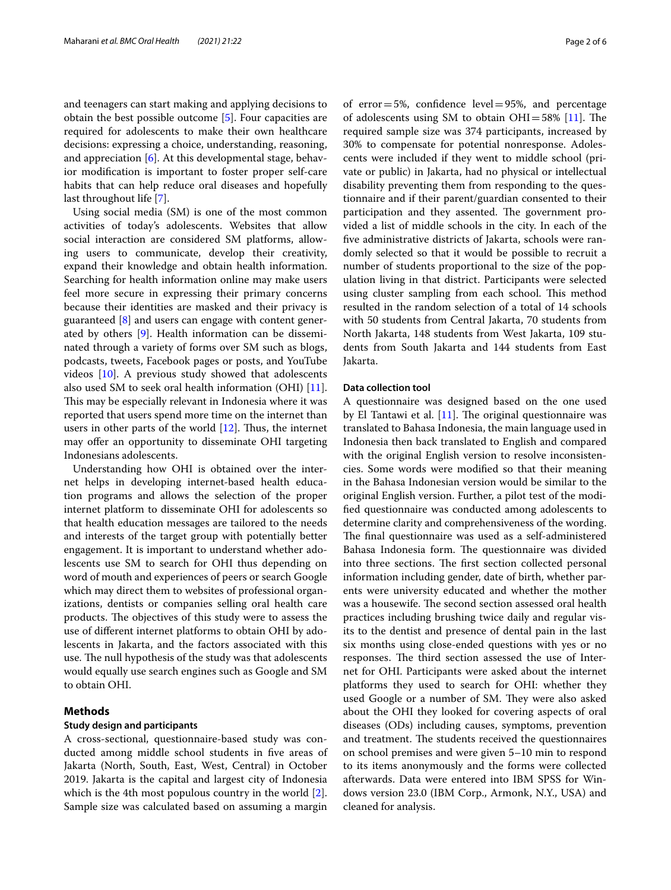and teenagers can start making and applying decisions to obtain the best possible outcome [5]. Four capacities are required for adolescents to make their own healthcare decisions: expressing a choice, understanding, reasoning, and appreciation [6]. At this developmental stage, behavior modification is important to foster proper self-care habits that can help reduce oral diseases and hopefully last throughout life [7].

Using social media (SM) is one of the most common activities of today's adolescents. Websites that allow social interaction are considered SM platforms, allowing users to communicate, develop their creativity, expand their knowledge and obtain health information. Searching for health information online may make users feel more secure in expressing their primary concerns because their identities are masked and their privacy is guaranteed [8] and users can engage with content generated by others [9]. Health information can be disseminated through a variety of forms over SM such as blogs, podcasts, tweets, Facebook pages or posts, and YouTube videos [10]. A previous study showed that adolescents also used SM to seek oral health information (OHI) [11]. This may be especially relevant in Indonesia where it was reported that users spend more time on the internet than users in other parts of the world [12]. Thus, the internet may offer an opportunity to disseminate OHI targeting Indonesians adolescents.

Understanding how OHI is obtained over the internet helps in developing internet-based health education programs and allows the selection of the proper internet platform to disseminate OHI for adolescents so that health education messages are tailored to the needs and interests of the target group with potentially better engagement. It is important to understand whether adolescents use SM to search for OHI thus depending on word of mouth and experiences of peers or search Google which may direct them to websites of professional organizations, dentists or companies selling oral health care products. The objectives of this study were to assess the use of different internet platforms to obtain OHI by adolescents in Jakarta, and the factors associated with this use. The null hypothesis of the study was that adolescents would equally use search engines such as Google and SM to obtain OHI.

## Methods

### Study design and participants

A cross-sectional, questionnaire-based study was conducted among middle school students in five areas of Jakarta (North, South, East, West, Central) in October 2019. Jakarta is the capital and largest city of Indonesia which is the 4th most populous country in the world [2]. Sample size was calculated based on assuming a margin of error = 5%, confidence level = 95%, and percentage of adolescents using SM to obtain OHI = 58% [11]. The required sample size was 374 participants, increased by 30% to compensate for potential nonresponse. Adolescents were included if they went to middle school (private or public) in Jakarta, had no physical or intellectual disability preventing them from responding to the questionnaire and if their parent/guardian consented to their participation and they assented. The government provided a list of middle schools in the city. In each of the five administrative districts of Jakarta, schools were randomly selected so that it would be possible to recruit a number of students proportional to the size of the population living in that district. Participants were selected using cluster sampling from each school. This method resulted in the random selection of a total of 14 schools with 50 students from Central Jakarta, 70 students from North Jakarta, 148 students from West Jakarta, 109 students from South Jakarta and 144 students from East Jakarta.

### Data collection tool

A questionnaire was designed based on the one used by El Tantawi et al. [11]. The original questionnaire was translated to Bahasa Indonesia, the main language used in Indonesia then back translated to English and compared with the original English version to resolve inconsistencies. Some words were modified so that their meaning in the Bahasa Indonesian version would be similar to the original English version. Further, a pilot test of the modified questionnaire was conducted among adolescents to determine clarity and comprehensiveness of the wording. The final questionnaire was used as a self-administered Bahasa Indonesia form. The questionnaire was divided into three sections. The first section collected personal information including gender, date of birth, whether parents were university educated and whether the mother was a housewife. The second section assessed oral health practices including brushing twice daily and regular visits to the dentist and presence of dental pain in the last six months using close-ended questions with yes or no responses. The third section assessed the use of Internet for OHI. Participants were asked about the internet platforms they used to search for OHI: whether they used Google or a number of SM. They were also asked about the OHI they looked for covering aspects of oral diseases (ODs) including causes, symptoms, prevention and treatment. The students received the questionnaires on school premises and were given 5–10 min to respond to its items anonymously and the forms were collected afterwards. Data were entered into IBM SPSS for Windows version 23.0 (IBM Corp., Armonk, N.Y., USA) and cleaned for analysis.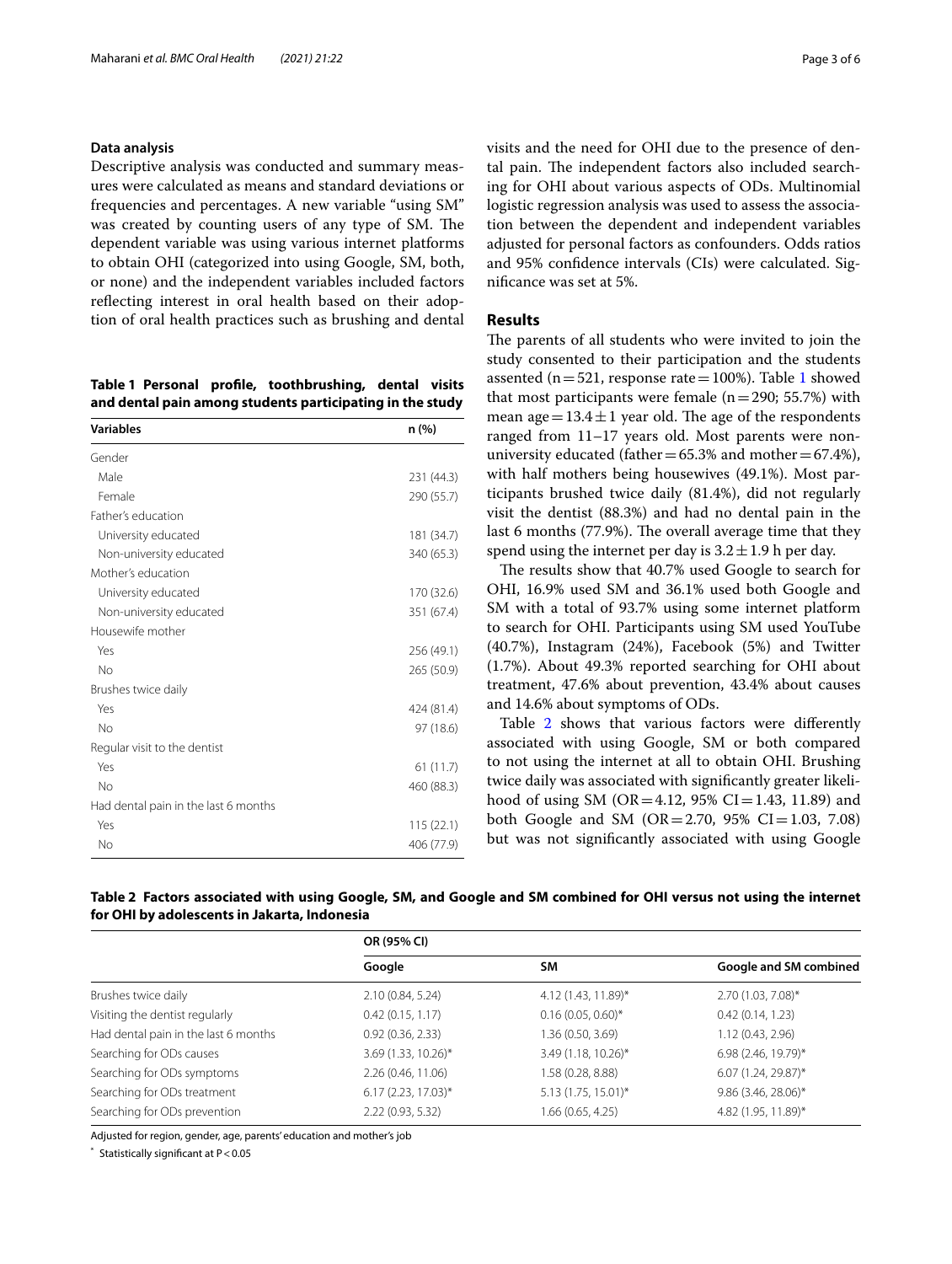### Data analysis

Descriptive analysis was conducted and summary measures were calculated as means and standard deviations or frequencies and percentages. A new variable "using SM" was created by counting users of any type of SM. The dependent variable was using various internet platforms to obtain OHI (categorized into using Google, SM, both, or none) and the independent variables included factors reflecting interest in oral health based on their adoption of oral health practices such as brushing and dental visits and the need for OHI due to the presence of dental pain. The independent factors also included searching for OHI about various aspects of ODs. Multinomial logistic regression analysis was used to assess the association between the dependent and independent variables adjusted for personal factors as confounders. Odds ratios and 95% confidence intervals (CIs) were calculated. Significance was set at 5%.

**Table 1 Personal profile, toothbrushing, dental visits and dental pain among students participating in the study**

| Variables | n (%) |
|---|---|
| Gender | |
| Male | 231 (44.3) |
| Female | 290 (55.7) |
| Father's education | |
| University educated | 181 (34.7) |
| Non-university educated | 340 (65.3) |
| Mother's education | |
| University educated | 170 (32.6) |
| Non-university educated | 351 (67.4) |
| Housewife mother | |
| Yes | 256 (49.1) |
| No | 265 (50.9) |
| Brushes twice daily | |
| Yes | 424 (81.4) |
| No | 97 (18.6) |
| Regular visit to the dentist | |
| Yes | 61 (11.7) |
| No | 460 (88.3) |
| Had dental pain in the last 6 months | |
| Yes | 115 (22.1) |
| No | 406 (77.9) |

## Results

The parents of all students who were invited to join the study consented to their participation and the students assented ($n=521$, response rate $=100\%$). Table 1 showed that most participants were female ($n=290$; 55.7%) with mean age $=13.4 \pm 1$ year old. The age of the respondents ranged from 11–17 years old. Most parents were non-university educated (father $=65.3\%$ and mother $=67.4\%$), with half mothers being housewives (49.1%). Most participants brushed twice daily (81.4%), did not regularly visit the dentist (88.3%) and had no dental pain in the last 6 months (77.9%). The overall average time that they spend using the internet per day is $3.2 \pm 1.9$ h per day.

The results show that 40.7% used Google to search for OHI, 16.9% used SM and 36.1% used both Google and SM with a total of 93.7% using some internet platform to search for OHI. Participants using SM used YouTube (40.7%), Instagram (24%), Facebook (5%) and Twitter (1.7%). About 49.3% reported searching for OHI about treatment, 47.6% about prevention, 43.4% about causes and 14.6% about symptoms of ODs.

Table 2 shows that various factors were differently associated with using Google, SM or both compared to not using the internet at all to obtain OHI. Brushing twice daily was associated with significantly greater likelihood of using SM (OR $=4.12$, 95% CI $=1.43$, 11.89) and both Google and SM (OR $=2.70$, 95% CI $=1.03$, 7.08) but was not significantly associated with using Google

**Table 2 Factors associated with using Google, SM, and Google and SM combined for OHI versus not using the internet for OHI by adolescents in Jakarta, Indonesia**

| | OR (95% CI) | | |
|---|---|---|---|
| | Google | SM | Google and SM combined |
| Brushes twice daily | 2.10 (0.84, 5.24) | 4.12 (1.43, 11.89)* | 2.70 (1.03, 7.08)* |
| Visiting the dentist regularly | 0.42 (0.15, 1.17) | 0.16 (0.05, 0.60)* | 0.42 (0.14, 1.23) |
| Had dental pain in the last 6 months | 0.92 (0.36, 2.33) | 1.36 (0.50, 3.69) | 1.12 (0.43, 2.96) |
| Searching for ODs causes | 3.69 (1.33, 10.26)* | 3.49 (1.18, 10.26)* | 6.98 (2.46, 19.79)* |
| Searching for ODs symptoms | 2.26 (0.46, 11.06) | 1.58 (0.28, 8.88) | 6.07 (1.24, 29.87)* |
| Searching for ODs treatment | 6.17 (2.23, 17.03)* | 5.13 (1.75, 15.01)* | 9.86 (3.46, 28.06)* |
| Searching for ODs prevention | 2.22 (0.93, 5.32) | 1.66 (0.65, 4.25) | 4.82 (1.95, 11.89)* |

Adjusted for region, gender, age, parents' education and mother's job

* Statistically significant at $P < 0.05$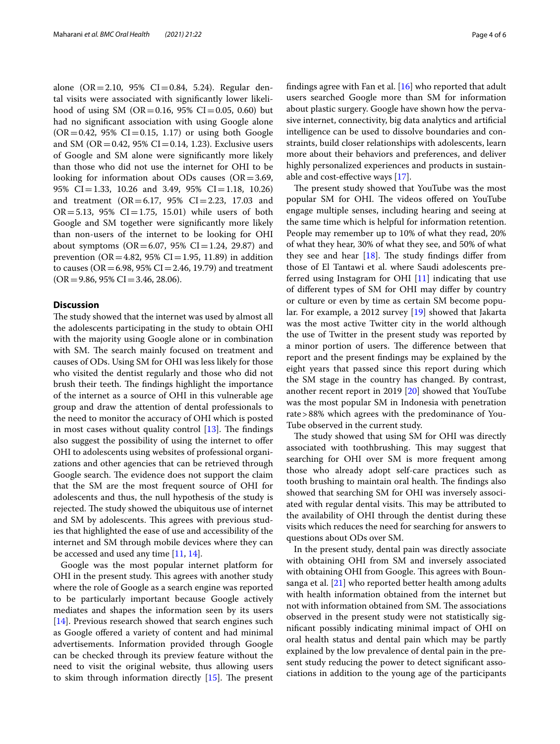alone (OR = 2.10, 95% CI = 0.84, 5.24). Regular dental visits were associated with significantly lower likelihood of using SM (OR = 0.16, 95% CI = 0.05, 0.60) but had no significant association with using Google alone (OR = 0.42, 95% CI = 0.15, 1.17) or using both Google and SM (OR = 0.42, 95% CI = 0.14, 1.23). Exclusive users of Google and SM alone were significantly more likely than those who did not use the internet for OHI to be looking for information about ODs causes (OR = 3.69, 95% CI = 1.33, 10.26 and 3.49, 95% CI = 1.18, 10.26) and treatment (OR = 6.17, 95% CI = 2.23, 17.03 and OR = 5.13, 95% CI = 1.75, 15.01) while users of both Google and SM together were significantly more likely than non-users of the internet to be looking for OHI about symptoms (OR = 6.07, 95% CI = 1.24, 29.87) and prevention (OR = 4.82, 95% CI = 1.95, 11.89) in addition to causes (OR = 6.98, 95% CI = 2.46, 19.79) and treatment (OR = 9.86, 95% CI = 3.46, 28.06).

## Discussion

The study showed that the internet was used by almost all the adolescents participating in the study to obtain OHI with the majority using Google alone or in combination with SM. The search mainly focused on treatment and causes of ODs. Using SM for OHI was less likely for those who visited the dentist regularly and those who did not brush their teeth. The findings highlight the importance of the internet as a source of OHI in this vulnerable age group and draw the attention of dental professionals to the need to monitor the accuracy of OHI which is posted in most cases without quality control [13]. The findings also suggest the possibility of using the internet to offer OHI to adolescents using websites of professional organizations and other agencies that can be retrieved through Google search. The evidence does not support the claim that the SM are the most frequent source of OHI for adolescents and thus, the null hypothesis of the study is rejected. The study showed the ubiquitous use of internet and SM by adolescents. This agrees with previous studies that highlighted the ease of use and accessibility of the internet and SM through mobile devices where they can be accessed and used any time [11, 14].

Google was the most popular internet platform for OHI in the present study. This agrees with another study where the role of Google as a search engine was reported to be particularly important because Google actively mediates and shapes the information seen by its users [14]. Previous research showed that search engines such as Google offered a variety of content and had minimal advertisements. Information provided through Google can be checked through its preview feature without the need to visit the original website, thus allowing users to skim through information directly [15]. The present findings agree with Fan et al. [16] who reported that adult users searched Google more than SM for information about plastic surgery. Google have shown how the pervasive internet, connectivity, big data analytics and artificial intelligence can be used to dissolve boundaries and constraints, build closer relationships with adolescents, learn more about their behaviors and preferences, and deliver highly personalized experiences and products in sustainable and cost-effective ways [17].

The present study showed that YouTube was the most popular SM for OHI. The videos offered on YouTube engage multiple senses, including hearing and seeing at the same time which is helpful for information retention. People may remember up to 10% of what they read, 20% of what they hear, 30% of what they see, and 50% of what they see and hear [18]. The study findings differ from those of El Tantawi et al. where Saudi adolescents preferred using Instagram for OHI [11] indicating that use of different types of SM for OHI may differ by country or culture or even by time as certain SM become popular. For example, a 2012 survey [19] showed that Jakarta was the most active Twitter city in the world although the use of Twitter in the present study was reported by a minor portion of users. The difference between that report and the present findings may be explained by the eight years that passed since this report during which the SM stage in the country has changed. By contrast, another recent report in 2019 [20] showed that YouTube was the most popular SM in Indonesia with penetration rate > 88% which agrees with the predominance of YouTube observed in the current study.

The study showed that using SM for OHI was directly associated with toothbrushing. This may suggest that searching for OHI over SM is more frequent among those who already adopt self-care practices such as tooth brushing to maintain oral health. The findings also showed that searching SM for OHI was inversely associated with regular dental visits. This may be attributed to the availability of OHI through the dentist during these visits which reduces the need for searching for answers to questions about ODs over SM.

In the present study, dental pain was directly associate with obtaining OHI from SM and inversely associated with obtaining OHI from Google. This agrees with Bounsanga et al. [21] who reported better health among adults with health information obtained from the internet but not with information obtained from SM. The associations observed in the present study were not statistically significant possibly indicating minimal impact of OHI on oral health status and dental pain which may be partly explained by the low prevalence of dental pain in the present study reducing the power to detect significant associations in addition to the young age of the participants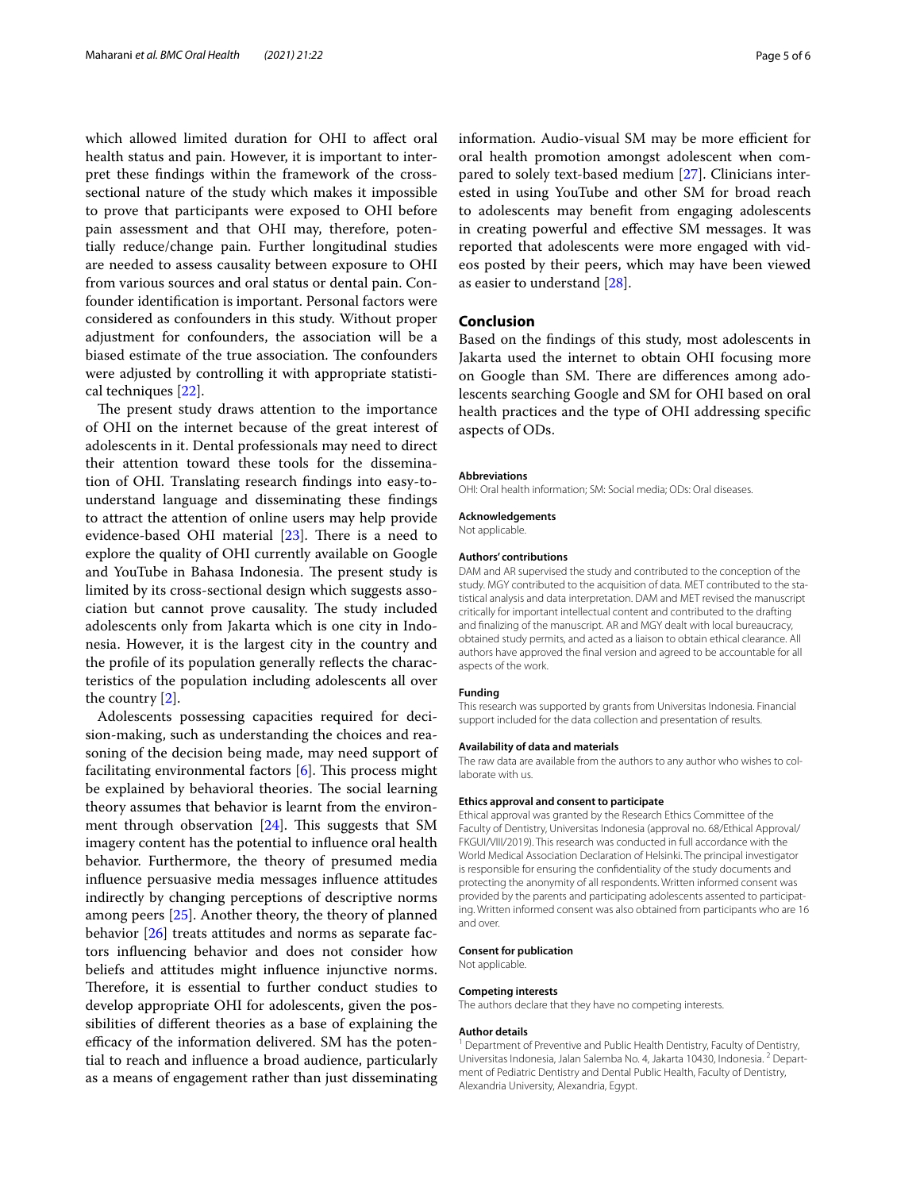which allowed limited duration for OHI to affect oral health status and pain. However, it is important to interpret these findings within the framework of the cross-sectional nature of the study which makes it impossible to prove that participants were exposed to OHI before pain assessment and that OHI may, therefore, potentially reduce/change pain. Further longitudinal studies are needed to assess causality between exposure to OHI from various sources and oral status or dental pain. Confounder identification is important. Personal factors were considered as confounders in this study. Without proper adjustment for confounders, the association will be a biased estimate of the true association. The confounders were adjusted by controlling it with appropriate statistical techniques [22].

The present study draws attention to the importance of OHI on the internet because of the great interest of adolescents in it. Dental professionals may need to direct their attention toward these tools for the dissemination of OHI. Translating research findings into easy-to-understand language and disseminating these findings to attract the attention of online users may help provide evidence-based OHI material [23]. There is a need to explore the quality of OHI currently available on Google and YouTube in Bahasa Indonesia. The present study is limited by its cross-sectional design which suggests association but cannot prove causality. The study included adolescents only from Jakarta which is one city in Indonesia. However, it is the largest city in the country and the profile of its population generally reflects the characteristics of the population including adolescents all over the country [2].

Adolescents possessing capacities required for decision-making, such as understanding the choices and reasoning of the decision being made, may need support of facilitating environmental factors [6]. This process might be explained by behavioral theories. The social learning theory assumes that behavior is learnt from the environment through observation [24]. This suggests that SM imagery content has the potential to influence oral health behavior. Furthermore, the theory of presumed media influence persuasive media messages influence attitudes indirectly by changing perceptions of descriptive norms among peers [25]. Another theory, the theory of planned behavior [26] treats attitudes and norms as separate factors influencing behavior and does not consider how beliefs and attitudes might influence injunctive norms. Therefore, it is essential to further conduct studies to develop appropriate OHI for adolescents, given the possibilities of different theories as a base of explaining the efficacy of the information delivered. SM has the potential to reach and influence a broad audience, particularly as a means of engagement rather than just disseminating information. Audio-visual SM may be more efficient for oral health promotion amongst adolescent when compared to solely text-based medium [27]. Clinicians interested in using YouTube and other SM for broad reach to adolescents may benefit from engaging adolescents in creating powerful and effective SM messages. It was reported that adolescents were more engaged with videos posted by their peers, which may have been viewed as easier to understand [28].

## Conclusion

Based on the findings of this study, most adolescents in Jakarta used the internet to obtain OHI focusing more on Google than SM. There are differences among adolescents searching Google and SM for OHI based on oral health practices and the type of OHI addressing specific aspects of ODs.

#### Abbreviations

OHI: Oral health information; SM: Social media; ODs: Oral diseases.

#### Acknowledgements

Not applicable.

#### Authors' contributions

DAM and AR supervised the study and contributed to the conception of the study. MGY contributed to the acquisition of data. MET contributed to the statistical analysis and data interpretation. DAM and MET revised the manuscript critically for important intellectual content and contributed to the drafting and finalizing of the manuscript. AR and MGY dealt with local bureaucracy, obtained study permits, and acted as a liaison to obtain ethical clearance. All authors have approved the final version and agreed to be accountable for all aspects of the work.

#### Funding

This research was supported by grants from Universitas Indonesia. Financial support included for the data collection and presentation of results.

#### Availability of data and materials

The raw data are available from the authors to any author who wishes to collaborate with us.

#### Ethics approval and consent to participate

Ethical approval was granted by the Research Ethics Committee of the Faculty of Dentistry, Universitas Indonesia (approval no. 68/Ethical Approval/FKGUI/VIII/2019). This research was conducted in full accordance with the World Medical Association Declaration of Helsinki. The principal investigator is responsible for ensuring the confidentiality of the study documents and protecting the anonymity of all respondents. Written informed consent was provided by the parents and participating adolescents assented to participating. Written informed consent was also obtained from participants who are 16 and over.

#### Consent for publication

Not applicable.

#### Competing interests

The authors declare that they have no competing interests.

#### Author details

[1] Department of Preventive and Public Health Dentistry, Faculty of Dentistry, Universitas Indonesia, Jalan Salemba No. 4, Jakarta 10430, Indonesia. [2] Department of Pediatric Dentistry and Dental Public Health, Faculty of Dentistry, Alexandria University, Alexandria, Egypt.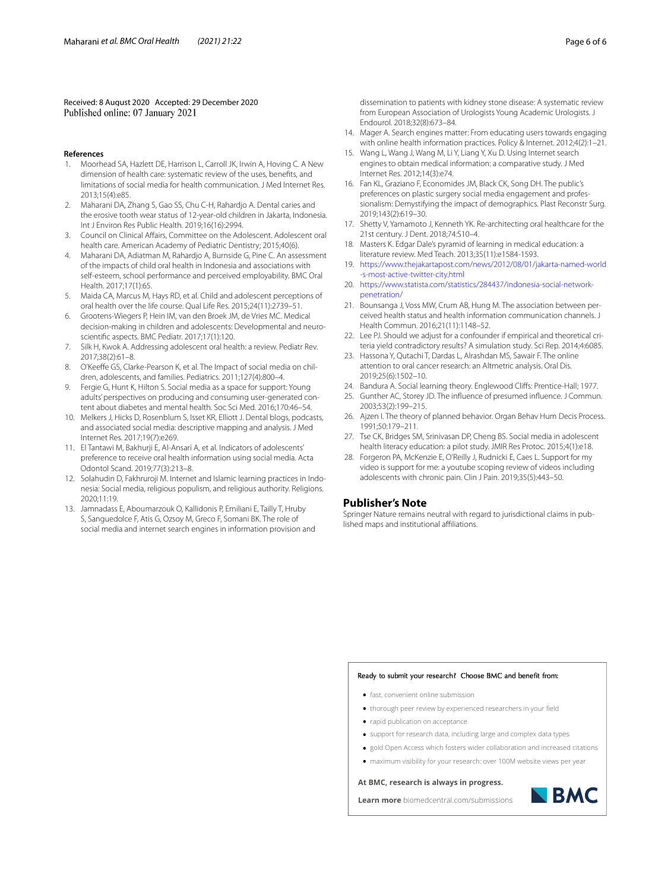Received: 8 August 2020 Accepted: 29 December 2020
Published online: 07 January 2021

## References

1. Moorhead SA, Hazlett DE, Harrison L, Carroll JK, Irwin A, Hoving C. A New dimension of health care: systematic review of the uses, benefits, and limitations of social media for health communication. J Med Internet Res. 2013;15(4):e85.
2. Maharani DA, Zhang S, Gao SS, Chu C-H, Rahardjo A. Dental caries and the erosive tooth wear status of 12-year-old children in Jakarta, Indonesia. Int J Environ Res Public Health. 2019;16(16):2994.
3. Council on Clinical Affairs, Committee on the Adolescent. Adolescent oral health care. American Academy of Pediatric Dentistry; 2015;40(6).
4. Maharani DA, Adiatman M, Rahardjo A, Burnside G, Pine C. An assessment of the impacts of child oral health in Indonesia and associations with self-esteem, school performance and perceived employability. BMC Oral Health. 2017;17(1):65.
5. Maida CA, Marcus M, Hays RD, et al. Child and adolescent perceptions of oral health over the life course. Qual Life Res. 2015;24(11):2739–51.
6. Grootens-Wiegers P, Hein IM, van den Broek JM, de Vries MC. Medical decision-making in children and adolescents: Developmental and neuroscientific aspects. BMC Pediatr. 2017;17(1):120.
7. Silk H, Kwok A. Addressing adolescent oral health: a review. Pediatr Rev. 2017;38(2):61–8.
8. O'Keeffe GS, Clarke-Pearson K, et al. The Impact of social media on children, adolescents, and families. Pediatrics. 2011;127(4):800–4.
9. Fergie G, Hunt K, Hilton S. Social media as a space for support: Young adults' perspectives on producing and consuming user-generated content about diabetes and mental health. Soc Sci Med. 2016;170:46–54.
10. Melkers J, Hicks D, Rosenblum S, Isset KR, Elliott J. Dental blogs, podcasts, and associated social media: descriptive mapping and analysis. J Med Internet Res. 2017;19(7):e269.
11. El Tantawi M, Bakhurji E, Al-Ansari A, et al. Indicators of adolescents' preference to receive oral health information using social media. Acta Odontol Scand. 2019;77(3):213–8.
12. Solahudin D, Fakhruroji M. Internet and Islamic learning practices in Indonesia: Social media, religious populism, and religious authority. Religions. 2020;11:19.
13. Jamnadass E, Aboumarzouk O, Kallidonis P, Emiliani E, Tailly T, Hruby S, Sanguedolce F, Atis G, Ozsoy M, Greco F, Somani BK. The role of social media and internet search engines in information provision and dissemination to patients with kidney stone disease: A systematic review from European Association of Urologists Young Academic Urologists. J Endourol. 2018;32(8):673–84.
14. Mager A. Search engines matter: From educating users towards engaging with online health information practices. Policy & Internet. 2012;4(2):1–21.
15. Wang L, Wang J, Wang M, Li Y, Liang Y, Xu D. Using Internet search engines to obtain medical information: a comparative study. J Med Internet Res. 2012;14(3):e74.
16. Fan KL, Graziano F, Economides JM, Black CK, Song DH. The public's preferences on plastic surgery social media engagement and professionalism: Demystifying the impact of demographics. Plast Reconstr Surg. 2019;143(2):619–30.
17. Shetty V, Yamamoto J, Kenneth YK. Re-architecting oral healthcare for the 21st century. J Dent. 2018;74:S10–4.
18. Masters K. Edgar Dale's pyramid of learning in medical education: a literature review. Med Teach. 2013;35(11):e1584-1593.
19. https://www.thejakartapost.com/news/2012/08/01/jakarta-named-world-s-most-active-twitter-city.html
20. https://www.statista.com/statistics/284437/indonesia-social-network-penetration/
21. Bounsanga J, Voss MW, Crum AB, Hung M. The association between perceived health status and health information communication channels. J Health Commun. 2016;21(11):1148–52.
22. Lee PJ. Should we adjust for a confounder if empirical and theoretical criteria yield contradictory results? A simulation study. Sci Rep. 2014;4:6085.
23. Hassona Y, Qutachi T, Dardas L, Alrashdan MS, Sawair F. The online attention to oral cancer research: an Altmetric analysis. Oral Dis. 2019;25(6):1502–10.
24. Bandura A. Social learning theory. Englewood Cliffs: Prentice-Hall; 1977.
25. Gunther AC, Storey JD. The influence of presumed influence. J Commun. 2003;53(2):199–215.
26. Ajzen I. The theory of planned behavior. Organ Behav Hum Decis Process. 1991;50:179–211.
27. Tse CK, Bridges SM, Srinivasan DP, Cheng BS. Social media in adolescent health literacy education: a pilot study. JMIR Res Protoc. 2015;4(1):e18.
28. Forgeron PA, McKenzie E, O'Reilly J, Rudnicki E, Caes L. Support for my video is support for me: a youtube scoping review of videos including adolescents with chronic pain. Clin J Pain. 2019;35(5):443–50.

## Publisher's Note

Springer Nature remains neutral with regard to jurisdictional claims in published maps and institutional affiliations.

Ready to submit your research? Choose BMC and benefit from:

- fast, convenient online submission
- thorough peer review by experienced researchers in your field
- rapid publication on acceptance
- support for research data, including large and complex data types
- gold Open Access which fosters wider collaboration and increased citations
- maximum visibility for your research: over 100M website views per year

**At BMC, research is always in progress.**

**Learn more** biomedcentral.com/submissions

BMC